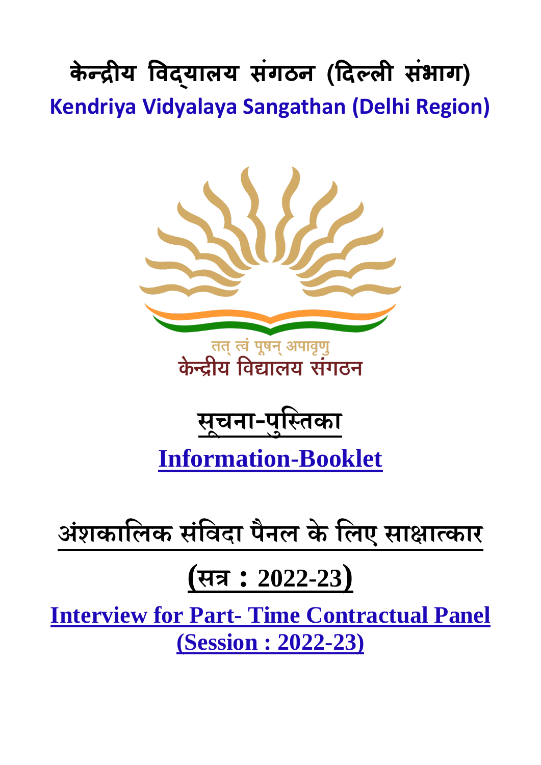# केन्द्रीय विद्यालय संगठन (दिल्ली संभाग)

## Kendriya Vidyalaya Sangathan (Delhi Region)

तत् त्वं पूषन् अपावृणु

केन्द्रीय विद्यालय संगठन

## सूचना-पुस्तिका

## Information-Booklet

## अंशकालिक संविदा पैनल के लिए साक्षात्कार

## (सत्र : 2022-23)

## Interview for Part- Time Contractual Panel (Session : 2022-23)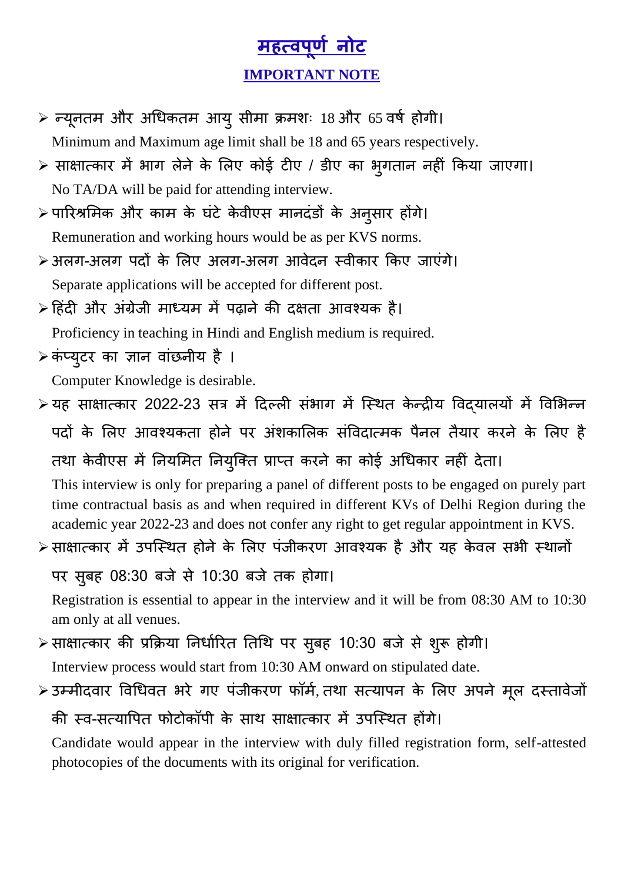# महत्वपूर्ण नोट

## IMPORTANT NOTE

- न्यूनतम और अधिकतम आयु सीमा क्रमशः 18 और 65 वर्ष होगी।
  Minimum and Maximum age limit shall be 18 and 65 years respectively.
- साक्षात्कार में भाग लेने के लिए कोई टीए / डीए का भुगतान नहीं किया जाएगा।
  No TA/DA will be paid for attending interview.
- पारिश्रमिक और काम के घंटे केवीएस मानदंडों के अनुसार होंगे।
  Remuneration and working hours would be as per KVS norms.
- अलग-अलग पदों के लिए अलग-अलग आवेदन स्वीकार किए जाएंगे।
  Separate applications will be accepted for different post.
- हिंदी और अंग्रेजी माध्यम में पढ़ाने की दक्षता आवश्यक है।
  Proficiency in teaching in Hindi and English medium is required.
- कंप्युटर का ज्ञान वांछनीय है ।
  Computer Knowledge is desirable.
- यह साक्षात्कार 2022-23 सत्र में दिल्ली संभाग में स्थित केन्द्रीय विद्यालयों में विभिन्न पदों के लिए आवश्यकता होने पर अंशकालिक संविदात्मक पैनल तैयार करने के लिए है तथा केवीएस में नियमित नियुक्ति प्राप्त करने का कोई अधिकार नहीं देता।
  This interview is only for preparing a panel of different posts to be engaged on purely part time contractual basis as and when required in different KVs of Delhi Region during the academic year 2022-23 and does not confer any right to get regular appointment in KVS.
- साक्षात्कार में उपस्थित होने के लिए पंजीकरण आवश्यक है और यह केवल सभी स्थानों पर सुबह 08:30 बजे से 10:30 बजे तक होगा।
  Registration is essential to appear in the interview and it will be from 08:30 AM to 10:30 am only at all venues.
- साक्षात्कार की प्रक्रिया निर्धारित तिथि पर सुबह 10:30 बजे से शुरू होगी।
  Interview process would start from 10:30 AM onward on stipulated date.
- उम्मीदवार विधिवत भरे गए पंजीकरण फॉर्म, तथा सत्यापन के लिए अपने मूल दस्तावेजों की स्व-सत्यापित फोटोकॉपी के साथ साक्षात्कार में उपस्थित होंगे।
  Candidate would appear in the interview with duly filled registration form, self-attested photocopies of the documents with its original for verification.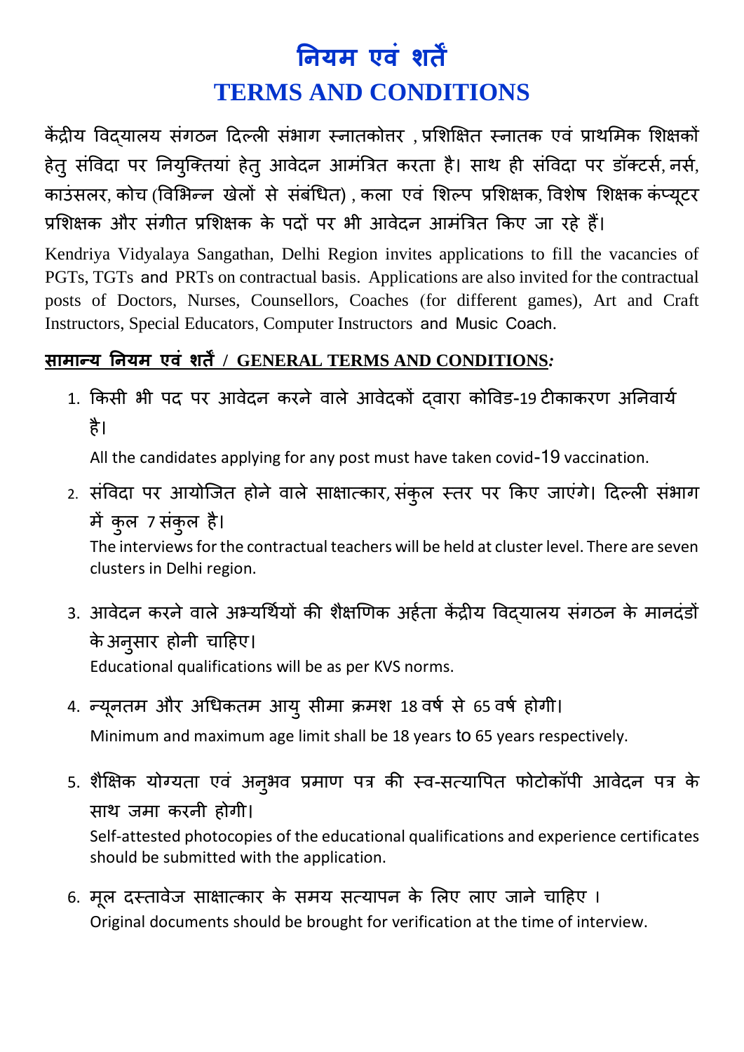# नियम एवं शर्तें

# TERMS AND CONDITIONS

केंद्रीय विद्यालय संगठन दिल्ली संभाग स्नातकोत्तर , प्रशिक्षित स्नातक एवं प्राथमिक शिक्षकों हेतु संविदा पर नियुक्तियां हेतु आवेदन आमंत्रित करता है। साथ ही संविदा पर डॉक्टर्स, नर्स, काउंसलर, कोच (विभिन्न खेलों से संबंधित) , कला एवं शिल्प प्रशिक्षक, विशेष शिक्षक कंप्यूटर प्रशिक्षक और संगीत प्रशिक्षक के पदों पर भी आवेदन आमंत्रित किए जा रहे हैं।

Kendriya Vidyalaya Sangathan, Delhi Region invites applications to fill the vacancies of PGTs, TGTs and PRTs on contractual basis. Applications are also invited for the contractual posts of Doctors, Nurses, Counsellors, Coaches (for different games), Art and Craft Instructors, Special Educators, Computer Instructors and Music Coach.

## सामान्य नियम एवं शर्तें / GENERAL TERMS AND CONDITIONS*:*

1. किसी भी पद पर आवेदन करने वाले आवेदकों द्वारा कोविड-19 टीकाकरण अनिवार्य है।

   All the candidates applying for any post must have taken covid-19 vaccination.

2. संविदा पर आयोजित होने वाले साक्षात्कार, संकुल स्तर पर किए जाएंगे। दिल्ली संभाग में कुल 7 संकुल है।

   The interviews for the contractual teachers will be held at cluster level. There are seven clusters in Delhi region.

3. आवेदन करने वाले अभ्यर्थियों की शैक्षणिक अर्हता केंद्रीय विद्यालय संगठन के मानदंडों के अनुसार होनी चाहिए।

   Educational qualifications will be as per KVS norms.

4. न्यूनतम और अधिकतम आयु सीमा क्रमश 18 वर्ष से 65 वर्ष होगी।

   Minimum and maximum age limit shall be 18 years to 65 years respectively.

5. शैक्षिक योग्यता एवं अनुभव प्रमाण पत्र की स्व-सत्यापित फोटोकॉपी आवेदन पत्र के साथ जमा करनी होगी।

   Self-attested photocopies of the educational qualifications and experience certificates should be submitted with the application.

6. मूल दस्तावेज साक्षात्कार के समय सत्यापन के लिए लाए जाने चाहिए ।

   Original documents should be brought for verification at the time of interview.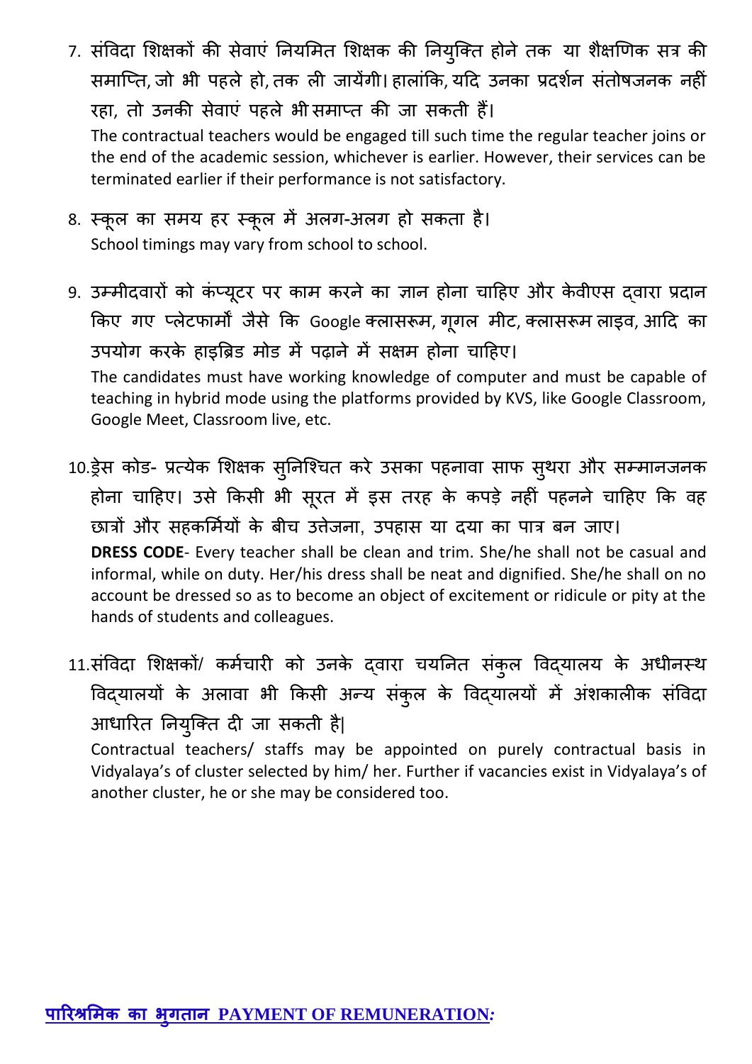7. संविदा शिक्षकों की सेवाएं नियमित शिक्षक की नियुक्ति होने तक या शैक्षणिक सत्र की समाप्ति, जो भी पहले हो, तक ली जायेंगी। हालांकि, यदि उनका प्रदर्शन संतोषजनक नहीं रहा, तो उनकी सेवाएं पहले भी समाप्त की जा सकती हैं।
   The contractual teachers would be engaged till such time the regular teacher joins or the end of the academic session, whichever is earlier. However, their services can be terminated earlier if their performance is not satisfactory.

8. स्कूल का समय हर स्कूल में अलग-अलग हो सकता है।
   School timings may vary from school to school.

9. उम्मीदवारों को कंप्यूटर पर काम करने का ज्ञान होना चाहिए और केवीएस द्वारा प्रदान किए गए प्लेटफार्मों जैसे कि Google क्लासरूम, गूगल मीट, क्लासरूम लाइव, आदि का उपयोग करके हाइब्रिड मोड में पढ़ाने में सक्षम होना चाहिए।
   The candidates must have working knowledge of computer and must be capable of teaching in hybrid mode using the platforms provided by KVS, like Google Classroom, Google Meet, Classroom live, etc.

10. ड्रेस कोड- प्रत्येक शिक्षक सुनिश्चित करे उसका पहनावा साफ सुथरा और सम्मानजनक होना चाहिए। उसे किसी भी सूरत में इस तरह के कपड़े नहीं पहनने चाहिए कि वह छात्रों और सहकर्मियों के बीच उत्तेजना, उपहास या दया का पात्र बन जाए।
    **DRESS CODE**- Every teacher shall be clean and trim. She/he shall not be casual and informal, while on duty. Her/his dress shall be neat and dignified. She/he shall on no account be dressed so as to become an object of excitement or ridicule or pity at the hands of students and colleagues.

11. संविदा शिक्षकों/ कर्मचारी को उनके द्वारा चयनित संकुल विद्यालय के अधीनस्थ विद्यालयों के अलावा भी किसी अन्य संकुल के विद्यालयों में अंशकालीक संविदा आधारित नियुक्ति दी जा सकती है|
    Contractual teachers/ staffs may be appointed on purely contractual basis in Vidyalaya's of cluster selected by him/ her. Further if vacancies exist in Vidyalaya's of another cluster, he or she may be considered too.

## पारिश्रमिक का भुगतान PAYMENT OF REMUNERATION*:*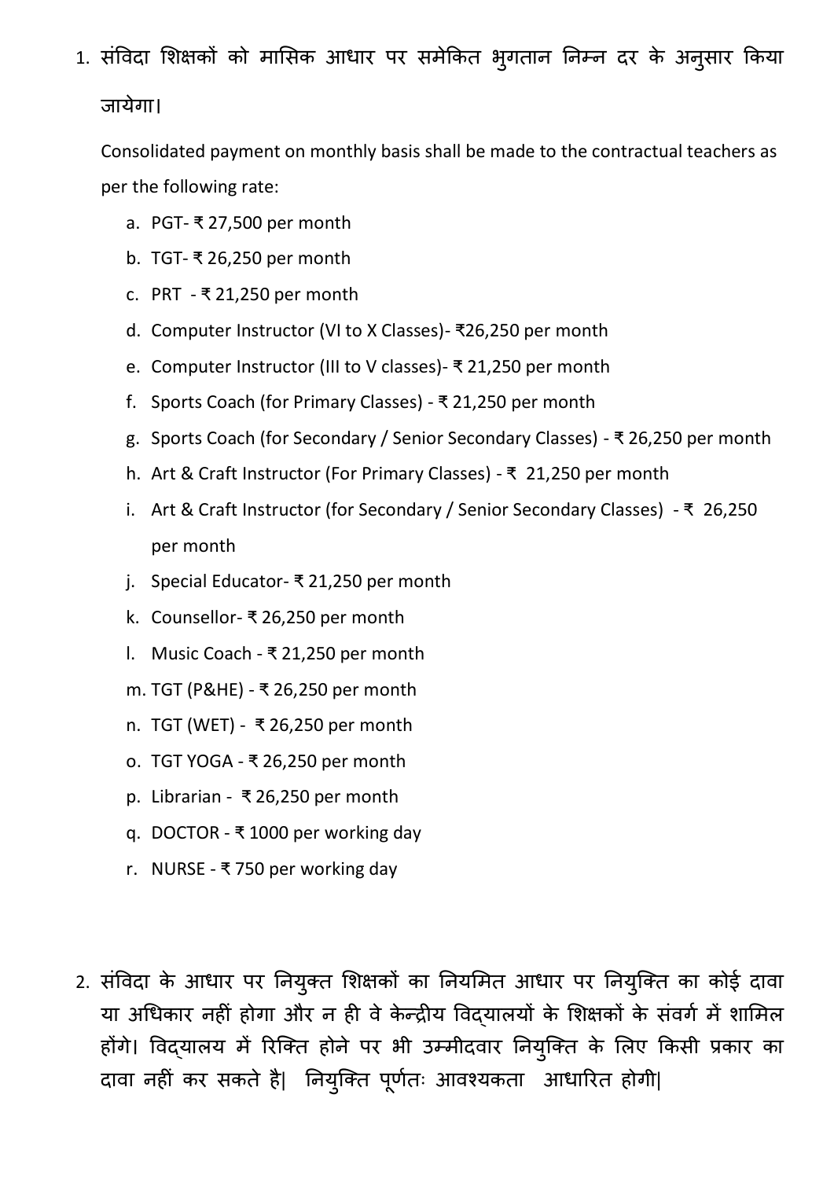1. संविदा शिक्षकों को मासिक आधार पर समेकित भुगतान निम्न दर के अनुसार किया जायेगा।

   Consolidated payment on monthly basis shall be made to the contractual teachers as per the following rate:

   a. PGT- ₹ 27,500 per month
   b. TGT- ₹ 26,250 per month
   c. PRT - ₹ 21,250 per month
   d. Computer Instructor (VI to X Classes)- ₹26,250 per month
   e. Computer Instructor (III to V classes)- ₹ 21,250 per month
   f. Sports Coach (for Primary Classes) - ₹ 21,250 per month
   g. Sports Coach (for Secondary / Senior Secondary Classes) - ₹ 26,250 per month
   h. Art & Craft Instructor (For Primary Classes) - ₹ 21,250 per month
   i. Art & Craft Instructor (for Secondary / Senior Secondary Classes) - ₹ 26,250 per month
   j. Special Educator- ₹ 21,250 per month
   k. Counsellor- ₹ 26,250 per month
   l. Music Coach - ₹ 21,250 per month
   m. TGT (P&HE) - ₹ 26,250 per month
   n. TGT (WET) - ₹ 26,250 per month
   o. TGT YOGA - ₹ 26,250 per month
   p. Librarian - ₹ 26,250 per month
   q. DOCTOR - ₹ 1000 per working day
   r. NURSE - ₹ 750 per working day

2. संविदा के आधार पर नियुक्त शिक्षकों का नियमित आधार पर नियुक्ति का कोई दावा या अधिकार नहीं होगा और न ही वे केन्द्रीय विद्यालयों के शिक्षकों के संवर्ग में शामिल होंगे। विद्यालय में रिक्ति होने पर भी उम्मीदवार नियुक्ति के लिए किसी प्रकार का दावा नहीं कर सकते है| नियुक्ति पूर्णतः आवश्यकता आधारित होगी|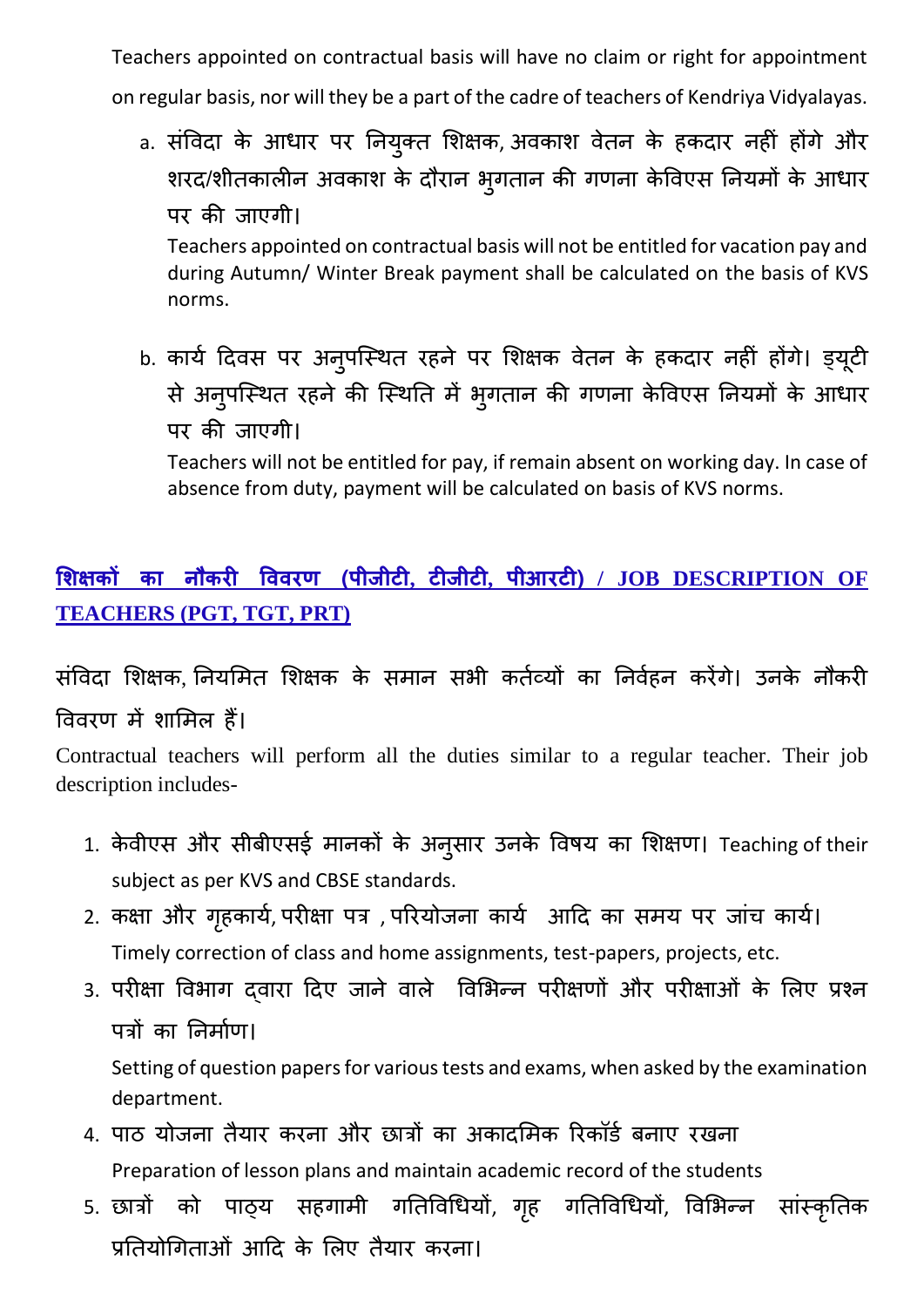Teachers appointed on contractual basis will have no claim or right for appointment on regular basis, nor will they be a part of the cadre of teachers of Kendriya Vidyalayas.

a. संविदा के आधार पर नियुक्त शिक्षक, अवकाश वेतन के हकदार नहीं होंगे और शरद/शीतकालीन अवकाश के दौरान भुगतान की गणना केविएस नियमों के आधार पर की जाएगी।
   Teachers appointed on contractual basis will not be entitled for vacation pay and during Autumn/ Winter Break payment shall be calculated on the basis of KVS norms.

b. कार्य दिवस पर अनुपस्थित रहने पर शिक्षक वेतन के हकदार नहीं होंगे। ड्यूटी से अनुपस्थित रहने की स्थिति में भुगतान की गणना केविएस नियमों के आधार पर की जाएगी।
   Teachers will not be entitled for pay, if remain absent on working day. In case of absence from duty, payment will be calculated on basis of KVS norms.

## शिक्षकों का नौकरी विवरण (पीजीटी, टीजीटी, पीआरटी) / JOB DESCRIPTION OF TEACHERS (PGT, TGT, PRT)

संविदा शिक्षक, नियमित शिक्षक के समान सभी कर्तव्यों का निर्वहन करेंगे। उनके नौकरी विवरण में शामिल हैं।

Contractual teachers will perform all the duties similar to a regular teacher. Their job description includes-

1. केवीएस और सीबीएसई मानकों के अनुसार उनके विषय का शिक्षण। Teaching of their subject as per KVS and CBSE standards.
2. कक्षा और गृहकार्य, परीक्षा पत्र , परियोजना कार्य आदि का समय पर जांच कार्य।
   Timely correction of class and home assignments, test-papers, projects, etc.
3. परीक्षा विभाग द्वारा दिए जाने वाले विभिन्न परीक्षणों और परीक्षाओं के लिए प्रश्न पत्रों का निर्माण।
   Setting of question papers for various tests and exams, when asked by the examination department.
4. पाठ योजना तैयार करना और छात्रों का अकादमिक रिकॉर्ड बनाए रखना
   Preparation of lesson plans and maintain academic record of the students
5. छात्रों को पाठ्य सहगामी गतिविधियों, गृह गतिविधियों, विभिन्न सांस्कृतिक प्रतियोगिताओं आदि के लिए तैयार करना।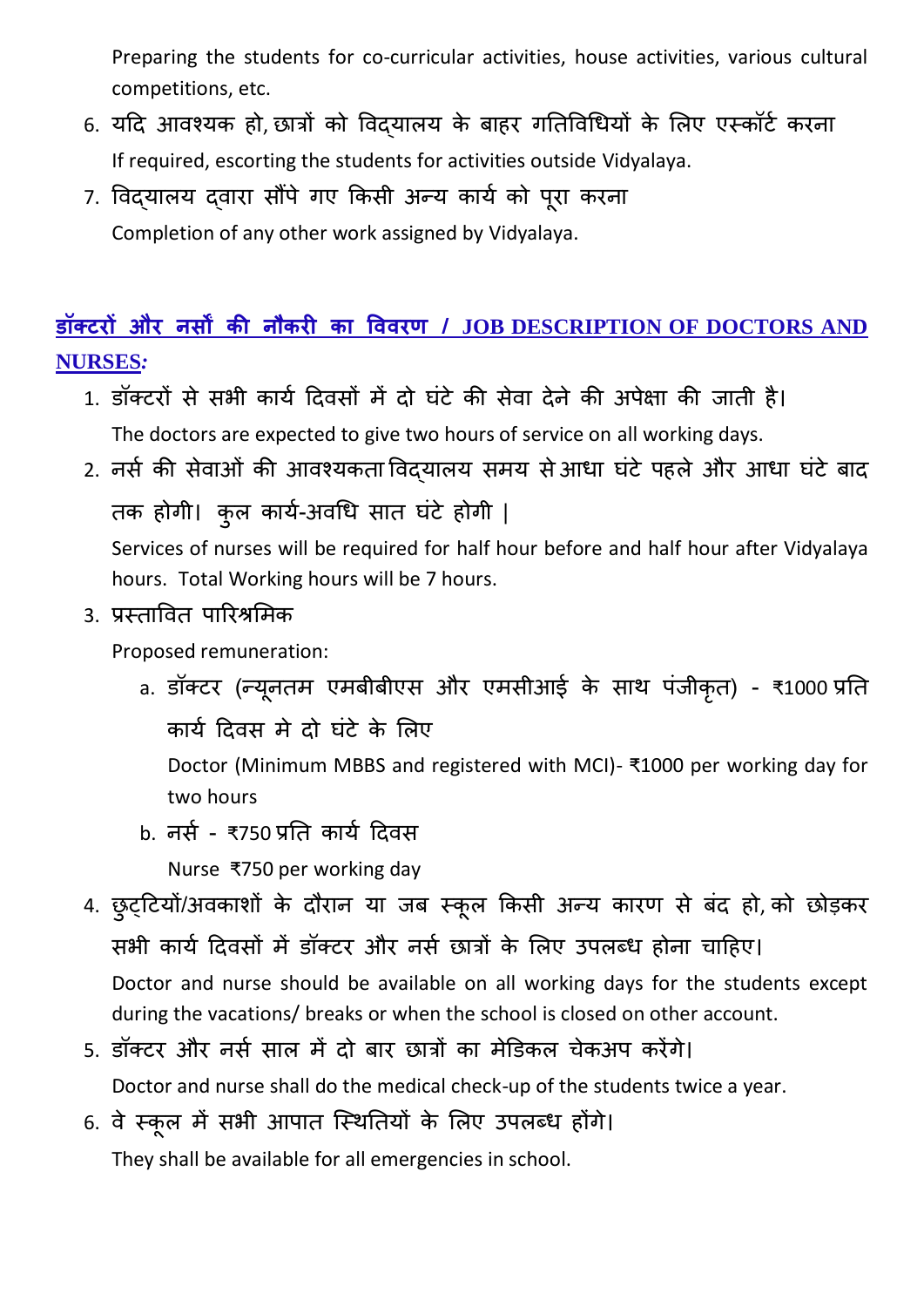Preparing the students for co-curricular activities, house activities, various cultural competitions, etc.

6. यदि आवश्यक हो, छात्रों को विद्यालय के बाहर गतिविधियों के लिए एस्कॉर्ट करना
   If required, escorting the students for activities outside Vidyalaya.
7. विद्यालय द्वारा सौंपे गए किसी अन्य कार्य को पूरा करना
   Completion of any other work assigned by Vidyalaya.

## डॉक्टरों और नर्सों की नौकरी का विवरण / JOB DESCRIPTION OF DOCTORS AND NURSES:

1. डॉक्टरों से सभी कार्य दिवसों में दो घंटे की सेवा देने की अपेक्षा की जाती है।
   The doctors are expected to give two hours of service on all working days.
2. नर्स की सेवाओं की आवश्यकता विद्यालय समय से आधा घंटे पहले और आधा घंटे बाद तक होगी। कुल कार्य-अवधि सात घंटे होगी |
   Services of nurses will be required for half hour before and half hour after Vidyalaya hours. Total Working hours will be 7 hours.
3. प्रस्तावित पारिश्रमिक
   Proposed remuneration:
   a. डॉक्टर (न्यूनतम एमबीबीएस और एमसीआई के साथ पंजीकृत) - ₹1000 प्रति कार्य दिवस मे दो घंटे के लिए
      Doctor (Minimum MBBS and registered with MCI)- ₹1000 per working day for two hours
   b. नर्स - ₹750 प्रति कार्य दिवस
      Nurse ₹750 per working day
4. छुट्टियों/अवकाशों के दौरान या जब स्कूल किसी अन्य कारण से बंद हो, को छोड़कर सभी कार्य दिवसों में डॉक्टर और नर्स छात्रों के लिए उपलब्ध होना चाहिए।
   Doctor and nurse should be available on all working days for the students except during the vacations/ breaks or when the school is closed on other account.
5. डॉक्टर और नर्स साल में दो बार छात्रों का मेडिकल चेकअप करेंगे।
   Doctor and nurse shall do the medical check-up of the students twice a year.
6. वे स्कूल में सभी आपात स्थितियों के लिए उपलब्ध होंगे।
   They shall be available for all emergencies in school.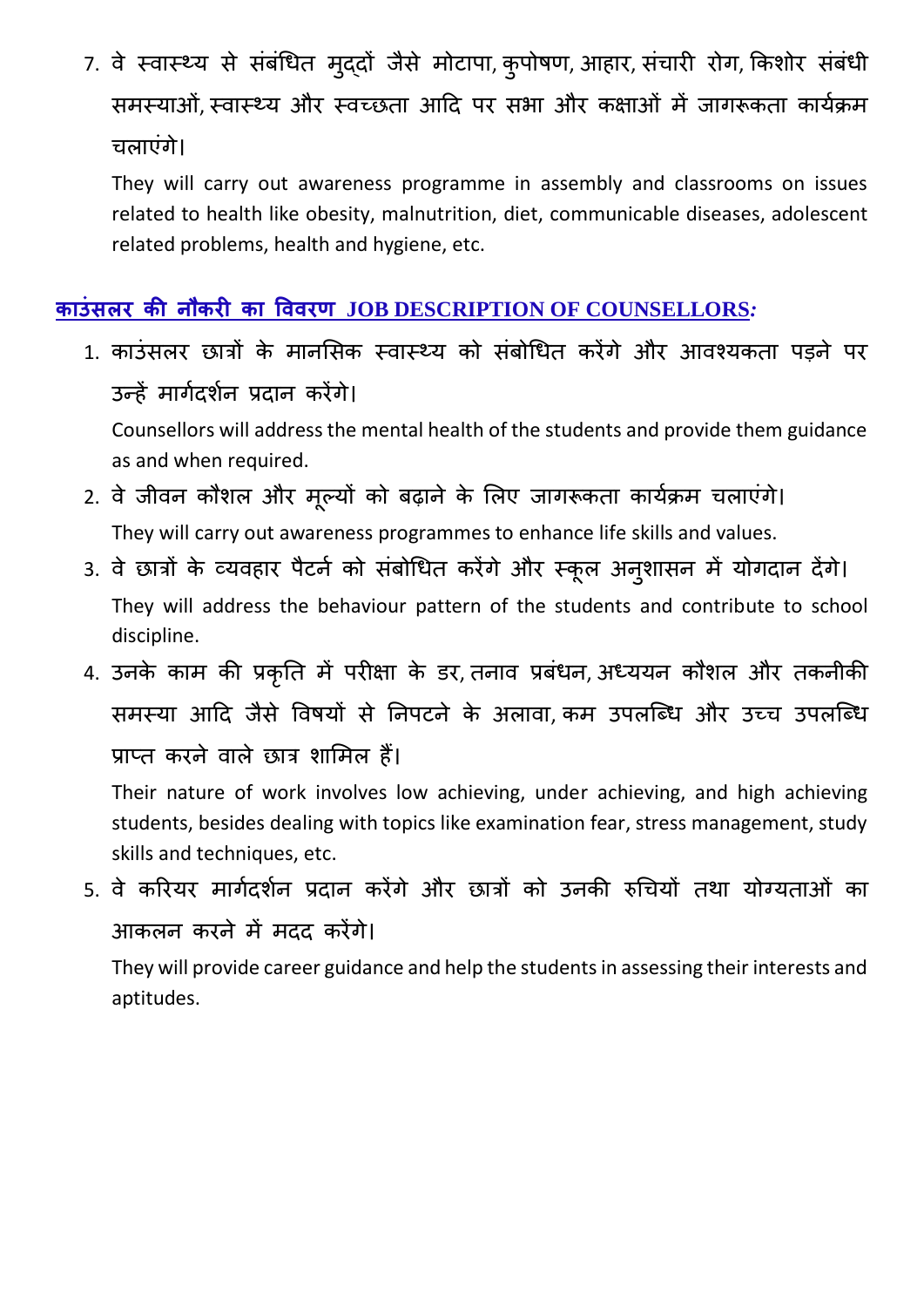7. वे स्वास्थ्य से संबंधित मुद्दों जैसे मोटापा, कुपोषण, आहार, संचारी रोग, किशोर संबंधी समस्याओं, स्वास्थ्य और स्वच्छता आदि पर सभा और कक्षाओं में जागरूकता कार्यक्रम चलाएंगे।

   They will carry out awareness programme in assembly and classrooms on issues related to health like obesity, malnutrition, diet, communicable diseases, adolescent related problems, health and hygiene, etc.

## काउंसलर की नौकरी का विवरण JOB DESCRIPTION OF COUNSELLORS:

1. काउंसलर छात्रों के मानसिक स्वास्थ्य को संबोधित करेंगे और आवश्यकता पड़ने पर उन्हें मार्गदर्शन प्रदान करेंगे।

   Counsellors will address the mental health of the students and provide them guidance as and when required.

2. वे जीवन कौशल और मूल्यों को बढ़ाने के लिए जागरूकता कार्यक्रम चलाएंगे।

   They will carry out awareness programmes to enhance life skills and values.

3. वे छात्रों के व्यवहार पैटर्न को संबोधित करेंगे और स्कूल अनुशासन में योगदान देंगे।

   They will address the behaviour pattern of the students and contribute to school discipline.

4. उनके काम की प्रकृति में परीक्षा के डर, तनाव प्रबंधन, अध्ययन कौशल और तकनीकी समस्या आदि जैसे विषयों से निपटने के अलावा, कम उपलब्धि और उच्च उपलब्धि प्राप्त करने वाले छात्र शामिल हैं।

   Their nature of work involves low achieving, under achieving, and high achieving students, besides dealing with topics like examination fear, stress management, study skills and techniques, etc.

5. वे करियर मार्गदर्शन प्रदान करेंगे और छात्रों को उनकी रुचियों तथा योग्यताओं का आकलन करने में मदद करेंगे।

   They will provide career guidance and help the students in assessing their interests and aptitudes.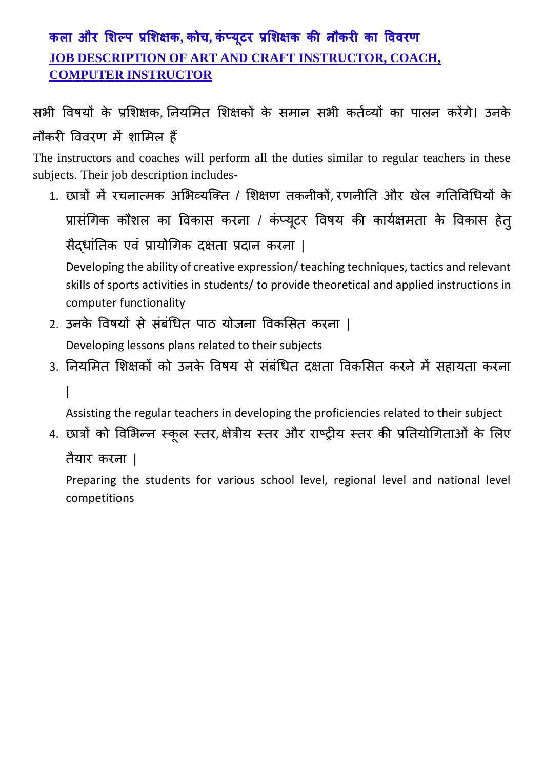## कला और शिल्प प्रशिक्षक, कोच, कंप्यूटर प्रशिक्षक की नौकरी का विवरण

## JOB DESCRIPTION OF ART AND CRAFT INSTRUCTOR, COACH, COMPUTER INSTRUCTOR

सभी विषयों के प्रशिक्षक, नियमित शिक्षकों के समान सभी कर्तव्यों का पालन करेंगे। उनके नौकरी विवरण में शामिल हैं

The instructors and coaches will perform all the duties similar to regular teachers in these subjects. Their job description includes-

1. छात्रों में रचनात्मक अभिव्यक्ति / शिक्षण तकनीकों, रणनीति और खेल गतिविधियों के प्रासंगिक कौशल का विकास करना / कंप्यूटर विषय की कार्यक्षमता के विकास हेतु सैद्धांतिक एवं प्रायोगिक दक्षता प्रदान करना |

   Developing the ability of creative expression/ teaching techniques, tactics and relevant skills of sports activities in students/ to provide theoretical and applied instructions in computer functionality

2. उनके विषयों से संबंधित पाठ योजना विकसित करना |

   Developing lessons plans related to their subjects

3. नियमित शिक्षकों को उनके विषय से संबंधित दक्षता विकसित करने में सहायता करना |

   Assisting the regular teachers in developing the proficiencies related to their subject

4. छात्रों को विभिन्न स्कूल स्तर, क्षेत्रीय स्तर और राष्ट्रीय स्तर की प्रतियोगिताओं के लिए तैयार करना |

   Preparing the students for various school level, regional level and national level competitions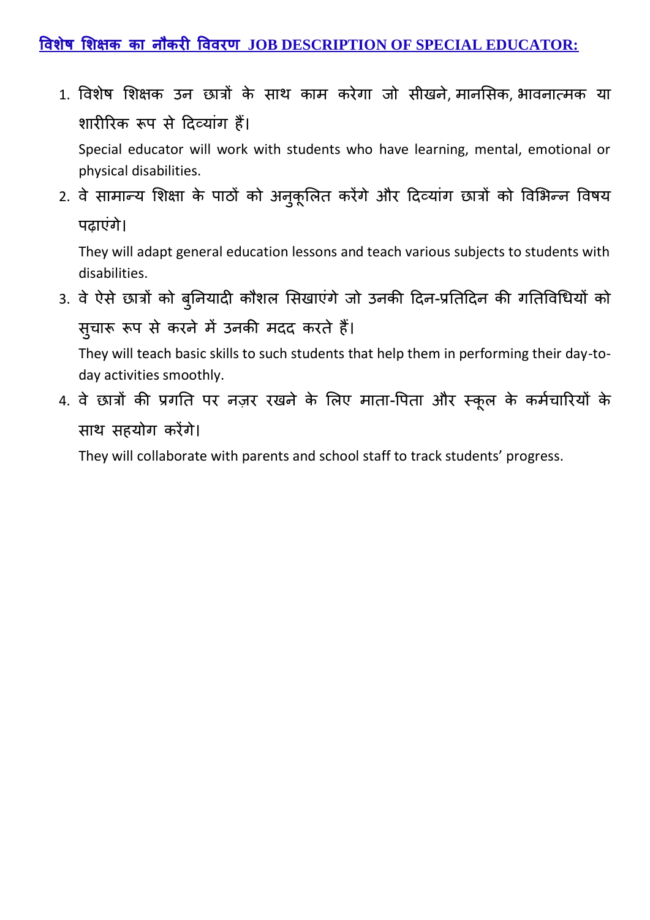## विशेष शिक्षक का नौकरी विवरण JOB DESCRIPTION OF SPECIAL EDUCATOR:

1. विशेष शिक्षक उन छात्रों के साथ काम करेगा जो सीखने, मानसिक, भावनात्मक या शारीरिक रूप से दिव्यांग हैं।

   Special educator will work with students who have learning, mental, emotional or physical disabilities.

2. वे सामान्य शिक्षा के पाठों को अनुकूलित करेंगे और दिव्यांग छात्रों को विभिन्न विषय पढ़ाएंगे।

   They will adapt general education lessons and teach various subjects to students with disabilities.

3. वे ऐसे छात्रों को बुनियादी कौशल सिखाएंगे जो उनकी दिन-प्रतिदिन की गतिविधियों को सुचारू रूप से करने में उनकी मदद करते हैं।

   They will teach basic skills to such students that help them in performing their day-to-day activities smoothly.

4. वे छात्रों की प्रगति पर नज़र रखने के लिए माता-पिता और स्कूल के कर्मचारियों के साथ सहयोग करेंगे।

   They will collaborate with parents and school staff to track students' progress.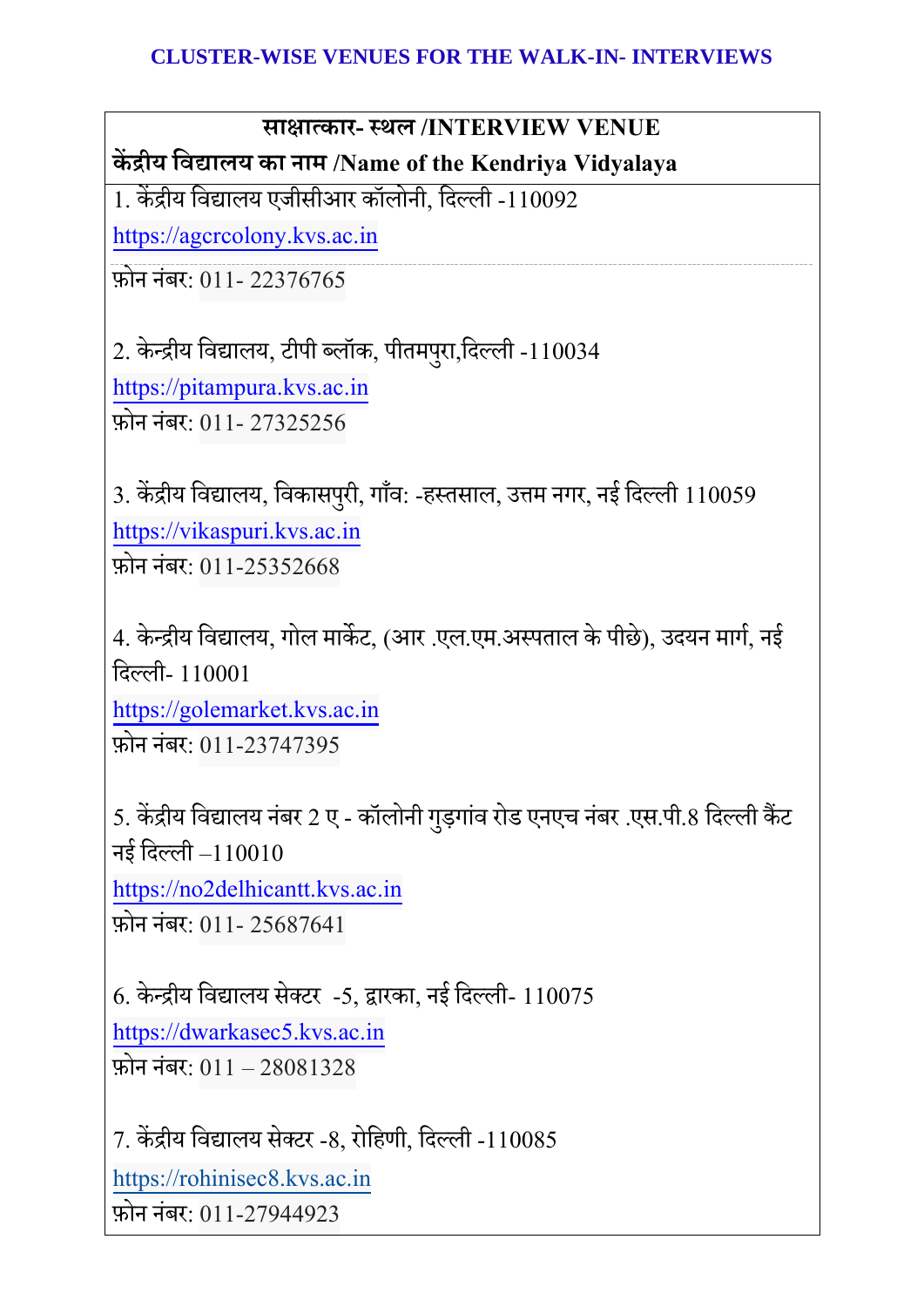## CLUSTER-WISE VENUES FOR THE WALK-IN- INTERVIEWS

| साक्षात्कार- स्थल /INTERVIEW VENUE<br>केंद्रीय विद्यालय का नाम /Name of the Kendriya Vidyalaya |
|---|
| 1. केंद्रीय विद्यालय एजीसीआर कॉलोनी, दिल्ली -110092<br>https://agcrcolony.kvs.ac.in<br>फ़ोन नंबर: 011- 22376765 |
| 2. केन्द्रीय विद्यालय, टीपी ब्लॉक, पीतमपुरा,दिल्ली -110034<br>https://pitampura.kvs.ac.in<br>फ़ोन नंबर: 011- 27325256<br><br>3. केंद्रीय विद्यालय, विकासपुरी, गाँव: -हस्तसाल, उत्तम नगर, नई दिल्ली 110059<br>https://vikaspuri.kvs.ac.in<br>फ़ोन नंबर: 011-25352668<br><br>4. केन्द्रीय विद्यालय, गोल मार्केट, (आर .एल.एम.अस्पताल के पीछे), उदयन मार्ग, नई दिल्ली- 110001<br>https://golemarket.kvs.ac.in<br>फ़ोन नंबर: 011-23747395<br><br>5. केंद्रीय विद्यालय नंबर 2 ए - कॉलोनी गुड़गांव रोड एनएच नंबर .एस.पी.8 दिल्ली कैंट नई दिल्ली –110010<br>https://no2delhicantt.kvs.ac.in<br>फ़ोन नंबर: 011- 25687641<br><br>6. केन्द्रीय विद्यालय सेक्टर -5, द्वारका, नई दिल्ली- 110075<br>https://dwarkasec5.kvs.ac.in<br>फ़ोन नंबर: 011 – 28081328<br><br>7. केंद्रीय विद्यालय सेक्टर -8, रोहिणी, दिल्ली -110085<br>https://rohinisec8.kvs.ac.in<br>फ़ोन नंबर: 011-27944923 |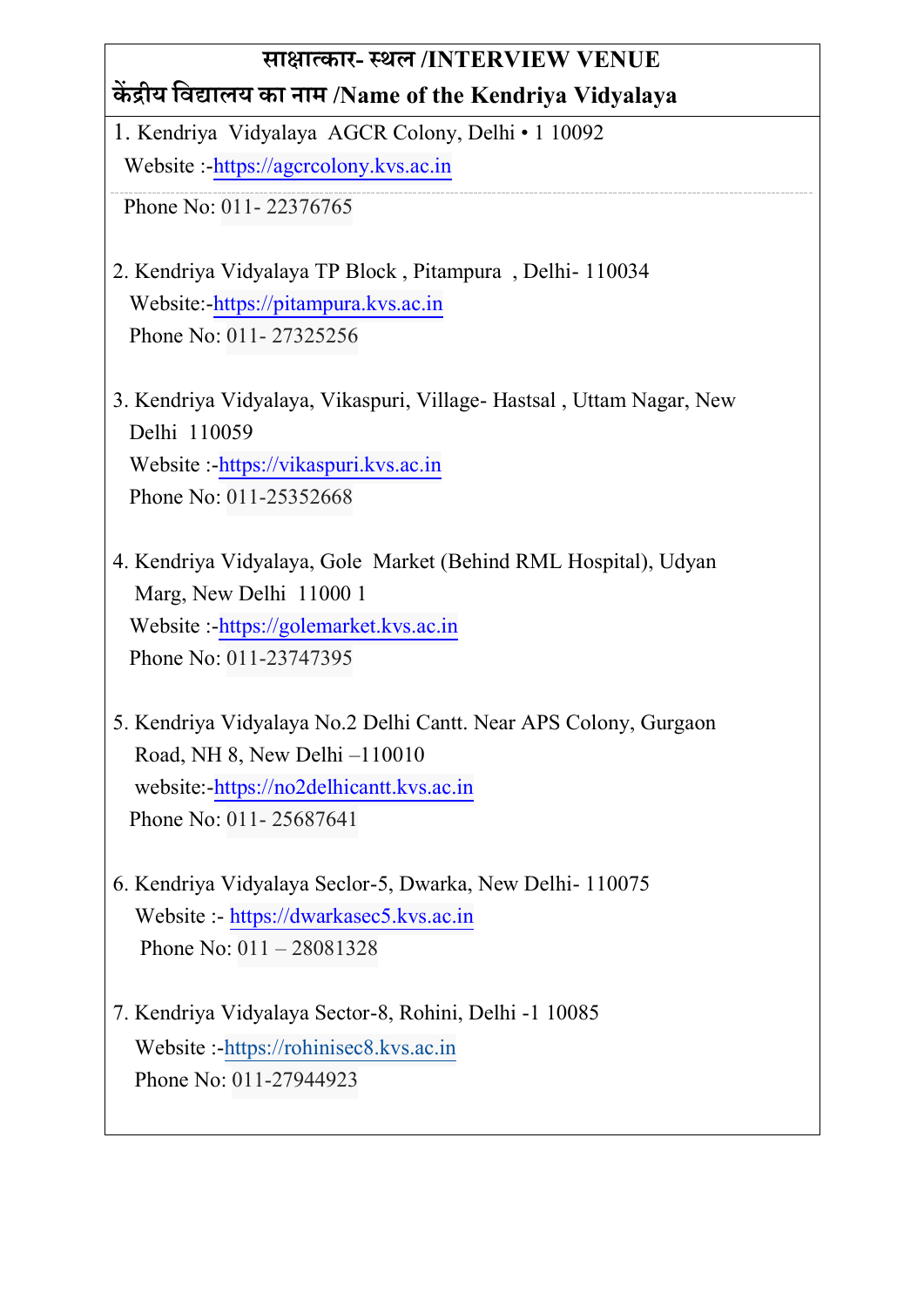| साक्षात्कार- स्थल /INTERVIEW VENUE<br>केंद्रीय विद्यालय का नाम /Name of the Kendriya Vidyalaya |
| --- |
| 1. Kendriya Vidyalaya AGCR Colony, Delhi • 1 10092<br>Website :-https://agcrcolony.kvs.ac.in<br>Phone No: 011- 22376765<br><br>2. Kendriya Vidyalaya TP Block , Pitampura , Delhi- 110034<br>Website:-https://pitampura.kvs.ac.in<br>Phone No: 011- 27325256<br><br>3. Kendriya Vidyalaya, Vikaspuri, Village- Hastsal , Uttam Nagar, New Delhi 110059<br>Website :-https://vikaspuri.kvs.ac.in<br>Phone No: 011-25352668<br><br>4. Kendriya Vidyalaya, Gole Market (Behind RML Hospital), Udyan Marg, New Delhi 11000 1<br>Website :-https://golemarket.kvs.ac.in<br>Phone No: 011-23747395<br><br>5. Kendriya Vidyalaya No.2 Delhi Cantt. Near APS Colony, Gurgaon Road, NH 8, New Delhi –110010<br>website:-https://no2delhicantt.kvs.ac.in<br>Phone No: 011- 25687641<br><br>6. Kendriya Vidyalaya Seclor-5, Dwarka, New Delhi- 110075<br>Website :- https://dwarkasec5.kvs.ac.in<br>Phone No: 011 – 28081328<br><br>7. Kendriya Vidyalaya Sector-8, Rohini, Delhi -1 10085<br>Website :-https://rohinisec8.kvs.ac.in<br>Phone No: 011-27944923 |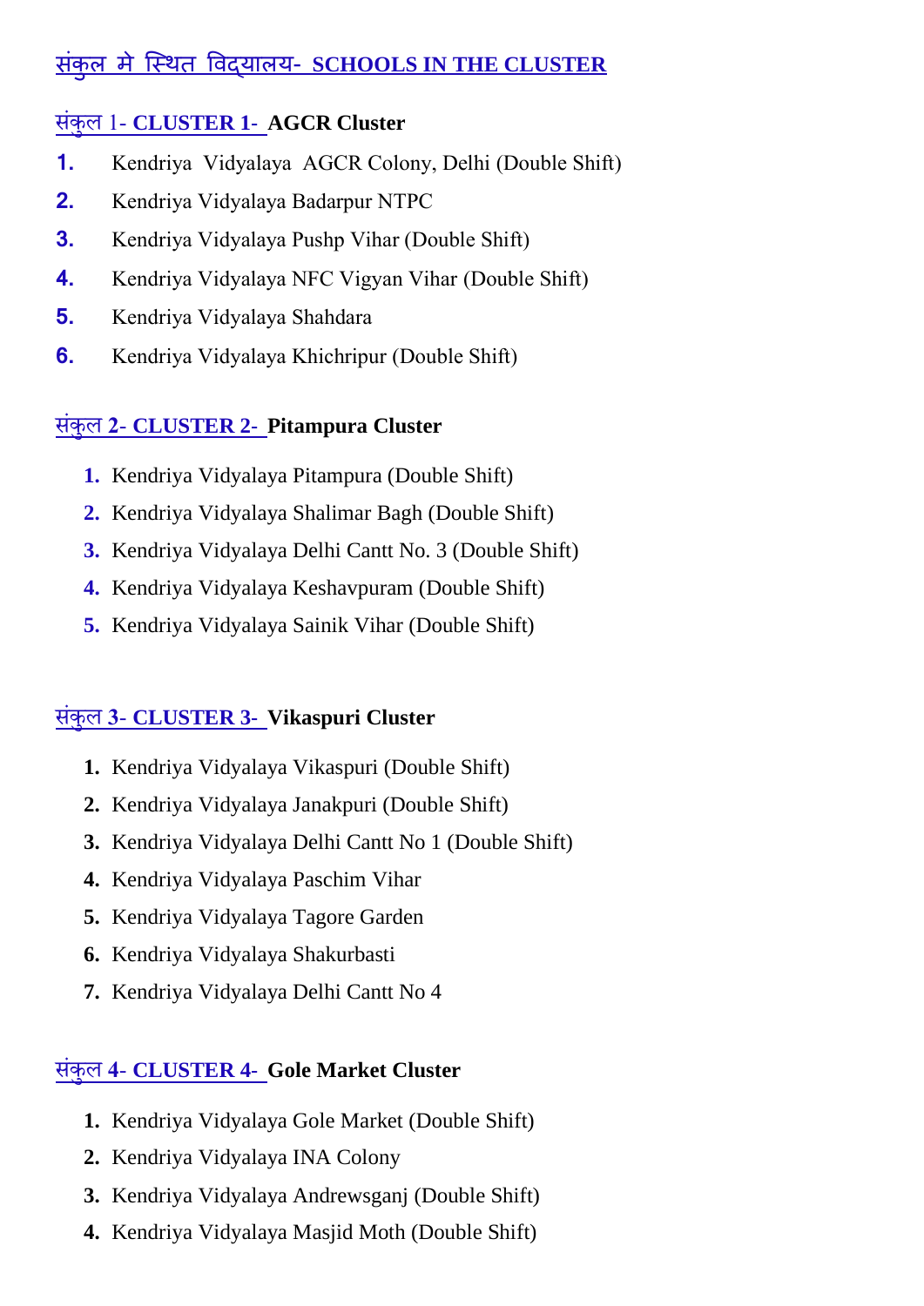## संकुल मे स्थित विद्यालय- SCHOOLS IN THE CLUSTER

### संकुल 1- CLUSTER 1- AGCR Cluster

1. Kendriya Vidyalaya AGCR Colony, Delhi (Double Shift)
2. Kendriya Vidyalaya Badarpur NTPC
3. Kendriya Vidyalaya Pushp Vihar (Double Shift)
4. Kendriya Vidyalaya NFC Vigyan Vihar (Double Shift)
5. Kendriya Vidyalaya Shahdara
6. Kendriya Vidyalaya Khichripur (Double Shift)

### संकुल 2- CLUSTER 2- Pitampura Cluster

1. Kendriya Vidyalaya Pitampura (Double Shift)
2. Kendriya Vidyalaya Shalimar Bagh (Double Shift)
3. Kendriya Vidyalaya Delhi Cantt No. 3 (Double Shift)
4. Kendriya Vidyalaya Keshavpuram (Double Shift)
5. Kendriya Vidyalaya Sainik Vihar (Double Shift)

### संकुल 3- CLUSTER 3- Vikaspuri Cluster

1. Kendriya Vidyalaya Vikaspuri (Double Shift)
2. Kendriya Vidyalaya Janakpuri (Double Shift)
3. Kendriya Vidyalaya Delhi Cantt No 1 (Double Shift)
4. Kendriya Vidyalaya Paschim Vihar
5. Kendriya Vidyalaya Tagore Garden
6. Kendriya Vidyalaya Shakurbasti
7. Kendriya Vidyalaya Delhi Cantt No 4

### संकुल 4- CLUSTER 4- Gole Market Cluster

1. Kendriya Vidyalaya Gole Market (Double Shift)
2. Kendriya Vidyalaya INA Colony
3. Kendriya Vidyalaya Andrewsganj (Double Shift)
4. Kendriya Vidyalaya Masjid Moth (Double Shift)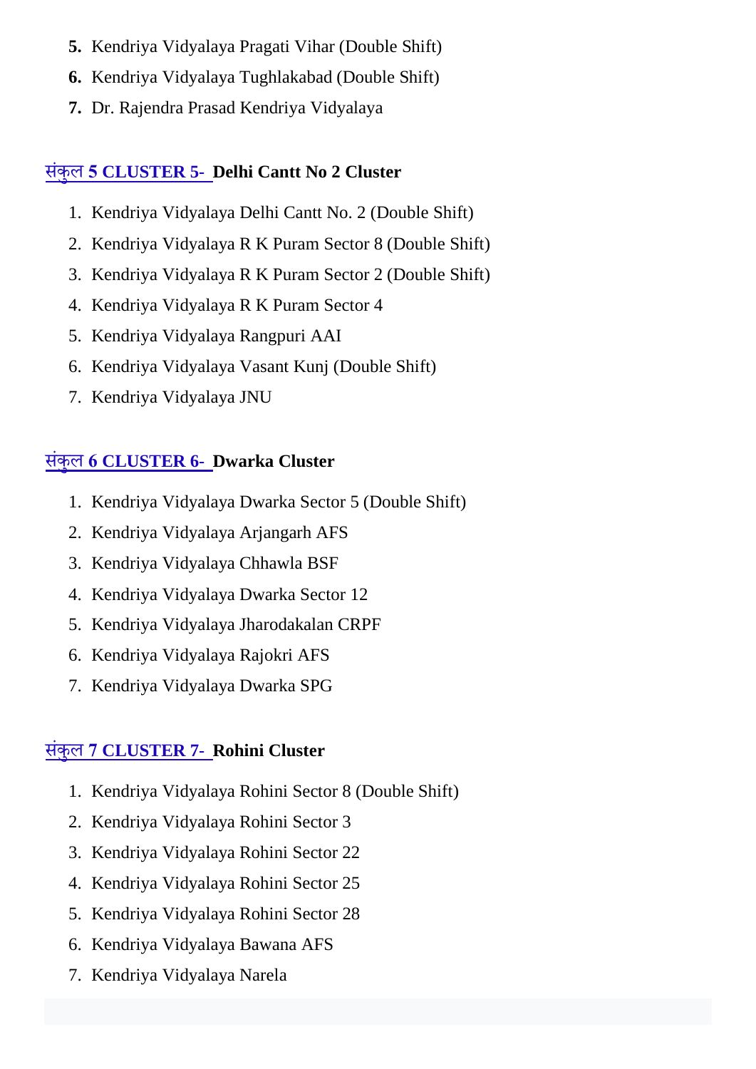5. Kendriya Vidyalaya Pragati Vihar (Double Shift)
6. Kendriya Vidyalaya Tughlakabad (Double Shift)
7. Dr. Rajendra Prasad Kendriya Vidyalaya

## संकुल 5 CLUSTER 5- Delhi Cantt No 2 Cluster

1. Kendriya Vidyalaya Delhi Cantt No. 2 (Double Shift)
2. Kendriya Vidyalaya R K Puram Sector 8 (Double Shift)
3. Kendriya Vidyalaya R K Puram Sector 2 (Double Shift)
4. Kendriya Vidyalaya R K Puram Sector 4
5. Kendriya Vidyalaya Rangpuri AAI
6. Kendriya Vidyalaya Vasant Kunj (Double Shift)
7. Kendriya Vidyalaya JNU

## संकुल 6 CLUSTER 6- Dwarka Cluster

1. Kendriya Vidyalaya Dwarka Sector 5 (Double Shift)
2. Kendriya Vidyalaya Arjangarh AFS
3. Kendriya Vidyalaya Chhawla BSF
4. Kendriya Vidyalaya Dwarka Sector 12
5. Kendriya Vidyalaya Jharodakalan CRPF
6. Kendriya Vidyalaya Rajokri AFS
7. Kendriya Vidyalaya Dwarka SPG

## संकुल 7 CLUSTER 7- Rohini Cluster

1. Kendriya Vidyalaya Rohini Sector 8 (Double Shift)
2. Kendriya Vidyalaya Rohini Sector 3
3. Kendriya Vidyalaya Rohini Sector 22
4. Kendriya Vidyalaya Rohini Sector 25
5. Kendriya Vidyalaya Rohini Sector 28
6. Kendriya Vidyalaya Bawana AFS
7. Kendriya Vidyalaya Narela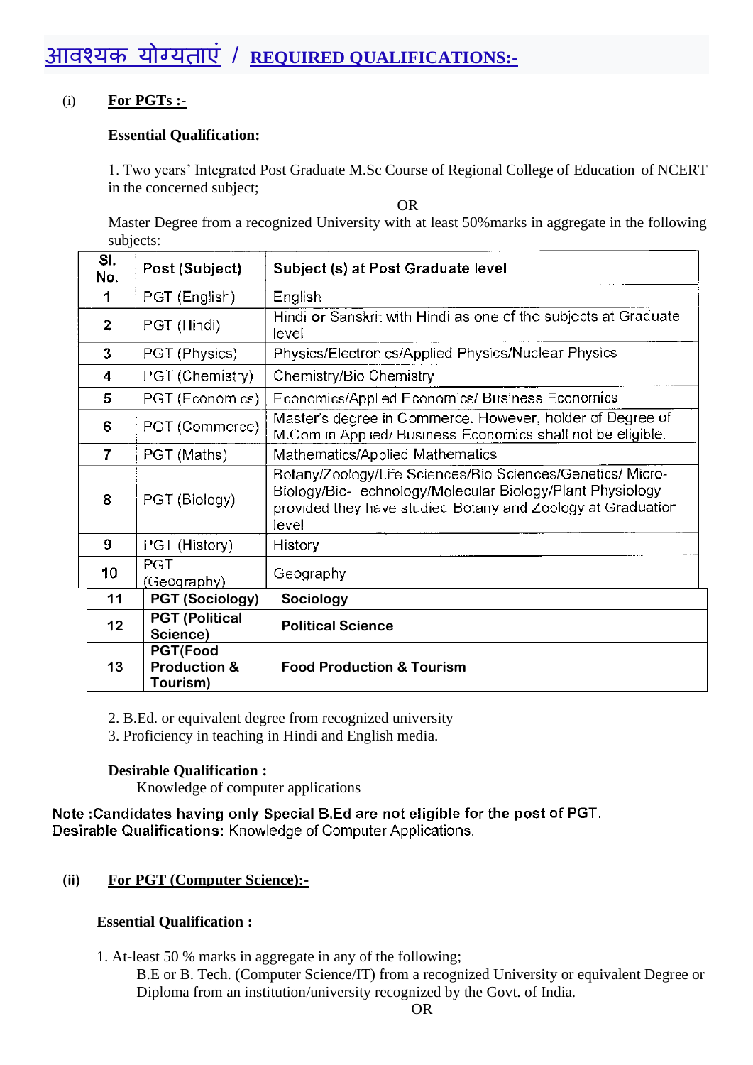# आवश्यक योग्यताएं / REQUIRED QUALIFICATIONS:-

(i) **For PGTs :-**

**Essential Qualification:**

1. Two years' Integrated Post Graduate M.Sc Course of Regional College of Education of NCERT in the concerned subject;

OR

Master Degree from a recognized University with at least 50%marks in aggregate in the following subjects:

| Sl. No. | Post (Subject) | Subject (s) at Post Graduate level |
|---|---|---|
| 1 | PGT (English) | English |
| 2 | PGT (Hindi) | Hindi or Sanskrit with Hindi as one of the subjects at Graduate level |
| 3 | PGT (Physics) | Physics/Electronics/Applied Physics/Nuclear Physics |
| 4 | PGT (Chemistry) | Chemistry/Bio Chemistry |
| 5 | PGT (Economics) | Economics/Applied Economics/ Business Economics |
| 6 | PGT (Commerce) | Master's degree in Commerce. However, holder of Degree of M.Com in Applied/ Business Economics shall not be eligible. |
| 7 | PGT (Maths) | Mathematics/Applied Mathematics |
| 8 | PGT (Biology) | Botany/Zoology/Life Sciences/Bio Sciences/Genetics/ Micro-Biology/Bio-Technology/Molecular Biology/Plant Physiology provided they have studied Botany and Zoology at Graduation level |
| 9 | PGT (History) | History |
| 10 | PGT (Geography) | Geography |
| 11 | **PGT (Sociology)** | **Sociology** |
| 12 | **PGT (Political Science)** | **Political Science** |
| 13 | **PGT(Food Production & Tourism)** | **Food Production & Tourism** |

2. B.Ed. or equivalent degree from recognized university
3. Proficiency in teaching in Hindi and English media.

**Desirable Qualification :**
Knowledge of computer applications

**Note :Candidates having only Special B.Ed are not eligible for the post of PGT.**
**Desirable Qualifications:** Knowledge of Computer Applications.

**(ii) For PGT (Computer Science):-**

**Essential Qualification :**

1. At-least 50 % marks in aggregate in any of the following;
   B.E or B. Tech. (Computer Science/IT) from a recognized University or equivalent Degree or Diploma from an institution/university recognized by the Govt. of India.

OR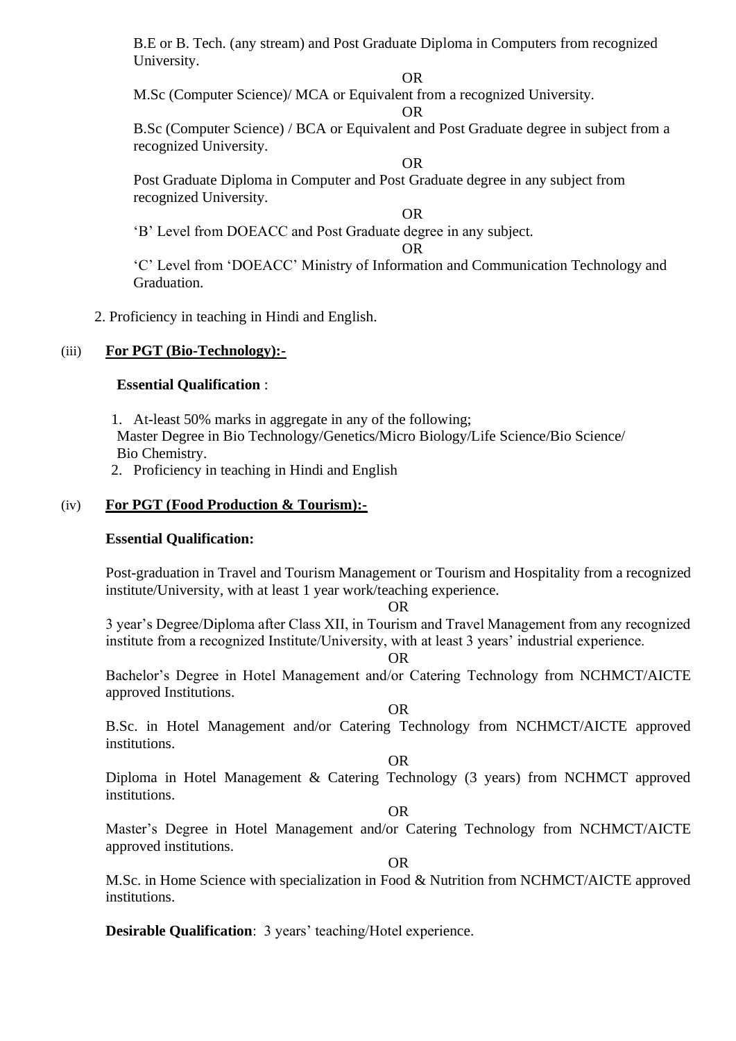B.E or B. Tech. (any stream) and Post Graduate Diploma in Computers from recognized University.

OR

M.Sc (Computer Science)/ MCA or Equivalent from a recognized University.

OR

B.Sc (Computer Science) / BCA or Equivalent and Post Graduate degree in subject from a recognized University.

OR

Post Graduate Diploma in Computer and Post Graduate degree in any subject from recognized University.

OR

'B' Level from DOEACC and Post Graduate degree in any subject.

OR

'C' Level from 'DOEACC' Ministry of Information and Communication Technology and Graduation.

2. Proficiency in teaching in Hindi and English.

(iii) **For PGT (Bio-Technology):-**

**Essential Qualification** :

1. At-least 50% marks in aggregate in any of the following;
   Master Degree in Bio Technology/Genetics/Micro Biology/Life Science/Bio Science/ Bio Chemistry.
2. Proficiency in teaching in Hindi and English

(iv) **For PGT (Food Production & Tourism):-**

**Essential Qualification:**

Post-graduation in Travel and Tourism Management or Tourism and Hospitality from a recognized institute/University, with at least 1 year work/teaching experience.

OR

3 year's Degree/Diploma after Class XII, in Tourism and Travel Management from any recognized institute from a recognized Institute/University, with at least 3 years' industrial experience.

OR

Bachelor's Degree in Hotel Management and/or Catering Technology from NCHMCT/AICTE approved Institutions.

OR

B.Sc. in Hotel Management and/or Catering Technology from NCHMCT/AICTE approved institutions.

OR

Diploma in Hotel Management & Catering Technology (3 years) from NCHMCT approved institutions.

OR

Master's Degree in Hotel Management and/or Catering Technology from NCHMCT/AICTE approved institutions.

OR

M.Sc. in Home Science with specialization in Food & Nutrition from NCHMCT/AICTE approved institutions.

**Desirable Qualification**: 3 years' teaching/Hotel experience.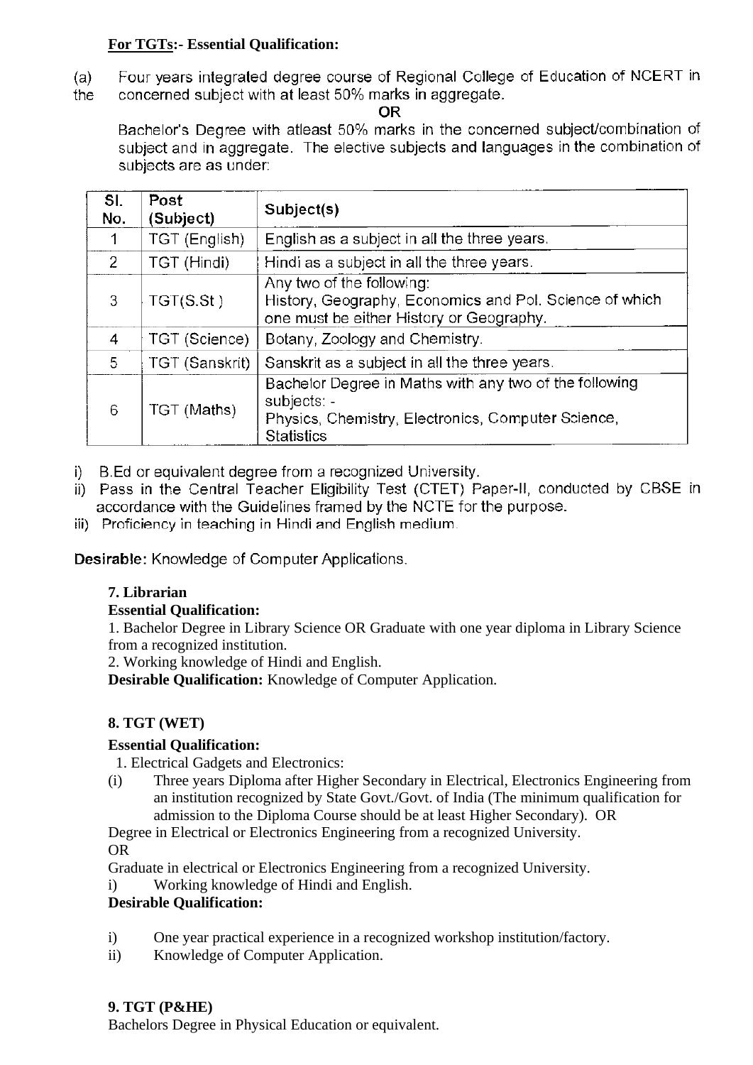**For TGTs:- Essential Qualification:**

(a) Four years integrated degree course of Regional College of Education of NCERT in the concerned subject with at least 50% marks in aggregate.

OR

Bachelor's Degree with atleast 50% marks in the concerned subject/combination of subject and in aggregate. The elective subjects and languages in the combination of subjects are as under:

| Sl. No. | Post (Subject) | Subject(s) |
|---|---|---|
| 1 | TGT (English) | English as a subject in all the three years. |
| 2 | TGT (Hindi) | Hindi as a subject in all the three years. |
| 3 | TGT(S.St ) | Any two of the following: History, Geography, Economics and Pol. Science of which one must be either History or Geography. |
| 4 | TGT (Science) | Botany, Zoology and Chemistry. |
| 5 | TGT (Sanskrit) | Sanskrit as a subject in all the three years. |
| 6 | TGT (Maths) | Bachelor Degree in Maths with any two of the following subjects: - Physics, Chemistry, Electronics, Computer Science, Statistics |

i) B.Ed or equivalent degree from a recognized University.
ii) Pass in the Central Teacher Eligibility Test (CTET) Paper-II, conducted by CBSE in accordance with the Guidelines framed by the NCTE for the purpose.
iii) Proficiency in teaching in Hindi and English medium.

**Desirable:** Knowledge of Computer Applications.

**7. Librarian**

**Essential Qualification:**

1. Bachelor Degree in Library Science OR Graduate with one year diploma in Library Science from a recognized institution.
2. Working knowledge of Hindi and English.

**Desirable Qualification:** Knowledge of Computer Application.

**8. TGT (WET)**

**Essential Qualification:**

1. Electrical Gadgets and Electronics:

(i) Three years Diploma after Higher Secondary in Electrical, Electronics Engineering from an institution recognized by State Govt./Govt. of India (The minimum qualification for admission to the Diploma Course should be at least Higher Secondary). OR

Degree in Electrical or Electronics Engineering from a recognized University.

OR

Graduate in electrical or Electronics Engineering from a recognized University.

i) Working knowledge of Hindi and English.

**Desirable Qualification:**

i) One year practical experience in a recognized workshop institution/factory.
ii) Knowledge of Computer Application.

**9. TGT (P&HE)**

Bachelors Degree in Physical Education or equivalent.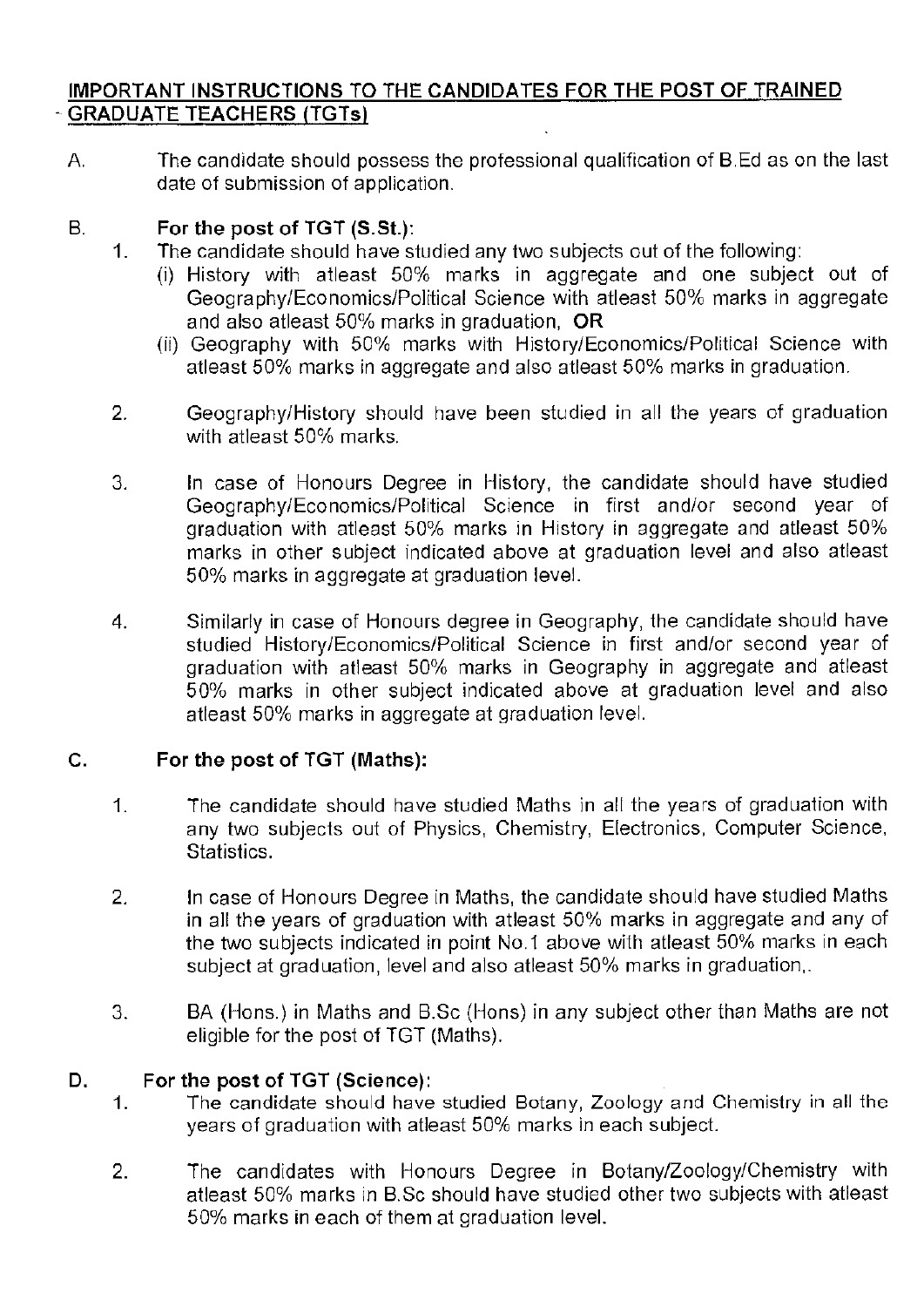## IMPORTANT INSTRUCTIONS TO THE CANDIDATES FOR THE POST OF TRAINED GRADUATE TEACHERS (TGTs)

A. The candidate should possess the professional qualification of B.Ed as on the last date of submission of application.

B. **For the post of TGT (S.St.):**

1. The candidate should have studied any two subjects out of the following:
   - (i) History with atleast 50% marks in aggregate and one subject out of Geography/Economics/Political Science with atleast 50% marks in aggregate and also atleast 50% marks in graduation, **OR**
   - (ii) Geography with 50% marks with History/Economics/Political Science with atleast 50% marks in aggregate and also atleast 50% marks in graduation.

2. Geography/History should have been studied in all the years of graduation with atleast 50% marks.

3. In case of Honours Degree in History, the candidate should have studied Geography/Economics/Political Science in first and/or second year of graduation with atleast 50% marks in History in aggregate and atleast 50% marks in other subject indicated above at graduation level and also atleast 50% marks in aggregate at graduation level.

4. Similarly in case of Honours degree in Geography, the candidate should have studied History/Economics/Political Science in first and/or second year of graduation with atleast 50% marks in Geography in aggregate and atleast 50% marks in other subject indicated above at graduation level and also atleast 50% marks in aggregate at graduation level.

C. **For the post of TGT (Maths):**

1. The candidate should have studied Maths in all the years of graduation with any two subjects out of Physics, Chemistry, Electronics, Computer Science, Statistics.

2. In case of Honours Degree in Maths, the candidate should have studied Maths in all the years of graduation with atleast 50% marks in aggregate and any of the two subjects indicated in point No.1 above with atleast 50% marks in each subject at graduation, level and also atleast 50% marks in graduation,.

3. BA (Hons.) in Maths and B.Sc (Hons) in any subject other than Maths are not eligible for the post of TGT (Maths).

D. **For the post of TGT (Science):**

1. The candidate should have studied Botany, Zoology and Chemistry in all the years of graduation with atleast 50% marks in each subject.

2. The candidates with Honours Degree in Botany/Zoology/Chemistry with atleast 50% marks in B.Sc should have studied other two subjects with atleast 50% marks in each of them at graduation level.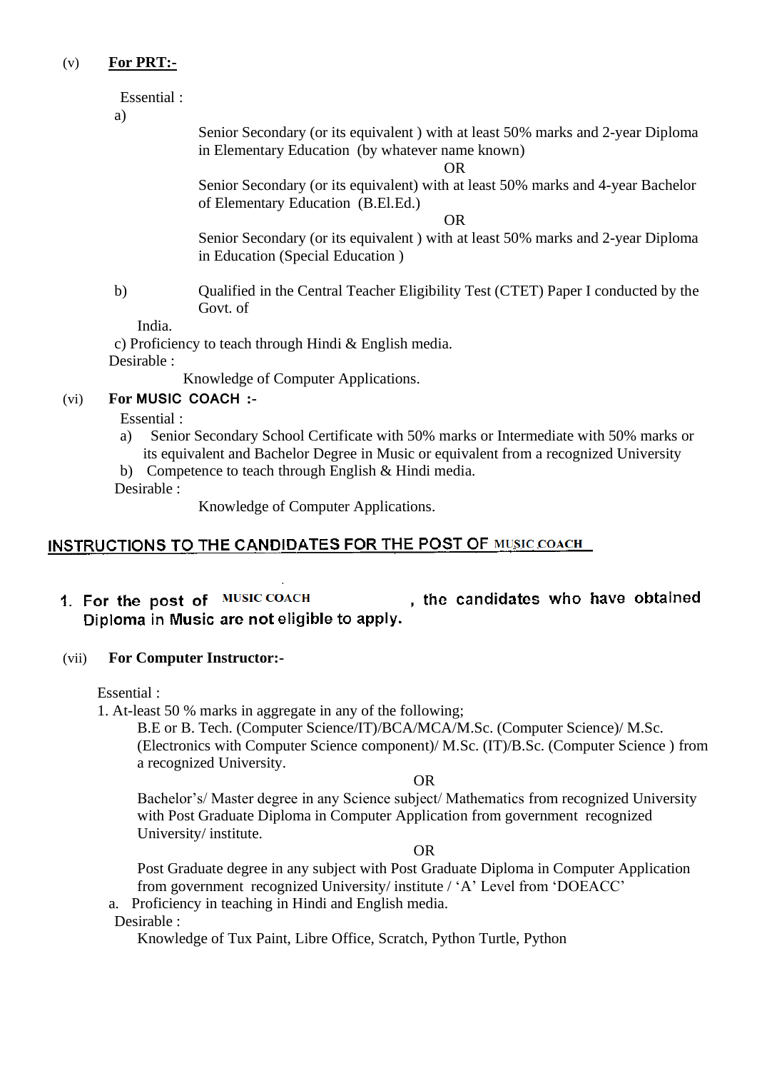(v) **For PRT:-**

Essential :

a)

Senior Secondary (or its equivalent ) with at least 50% marks and 2-year Diploma in Elementary Education (by whatever name known)

OR

Senior Secondary (or its equivalent) with at least 50% marks and 4-year Bachelor of Elementary Education (B.El.Ed.)

OR

Senior Secondary (or its equivalent ) with at least 50% marks and 2-year Diploma in Education (Special Education )

b) Qualified in the Central Teacher Eligibility Test (CTET) Paper I conducted by the Govt. of India.

c) Proficiency to teach through Hindi & English media.

Desirable :

Knowledge of Computer Applications.

(vi) **For MUSIC COACH :-**

Essential :

a) Senior Secondary School Certificate with 50% marks or Intermediate with 50% marks or its equivalent and Bachelor Degree in Music or equivalent from a recognized University

b) Competence to teach through English & Hindi media.

Desirable :

Knowledge of Computer Applications.

## INSTRUCTIONS TO THE CANDIDATES FOR THE POST OF MUSIC COACH

1. **For the post of MUSIC COACH , the candidates who have obtained Diploma in Music are not eligible to apply.**

(vii) **For Computer Instructor:-**

Essential :

1. At-least 50 % marks in aggregate in any of the following;

B.E or B. Tech. (Computer Science/IT)/BCA/MCA/M.Sc. (Computer Science)/ M.Sc. (Electronics with Computer Science component)/ M.Sc. (IT)/B.Sc. (Computer Science ) from a recognized University.

OR

Bachelor's/ Master degree in any Science subject/ Mathematics from recognized University with Post Graduate Diploma in Computer Application from government recognized University/ institute.

OR

Post Graduate degree in any subject with Post Graduate Diploma in Computer Application from government recognized University/ institute / 'A' Level from 'DOEACC'

a. Proficiency in teaching in Hindi and English media.

Desirable :

Knowledge of Tux Paint, Libre Office, Scratch, Python Turtle, Python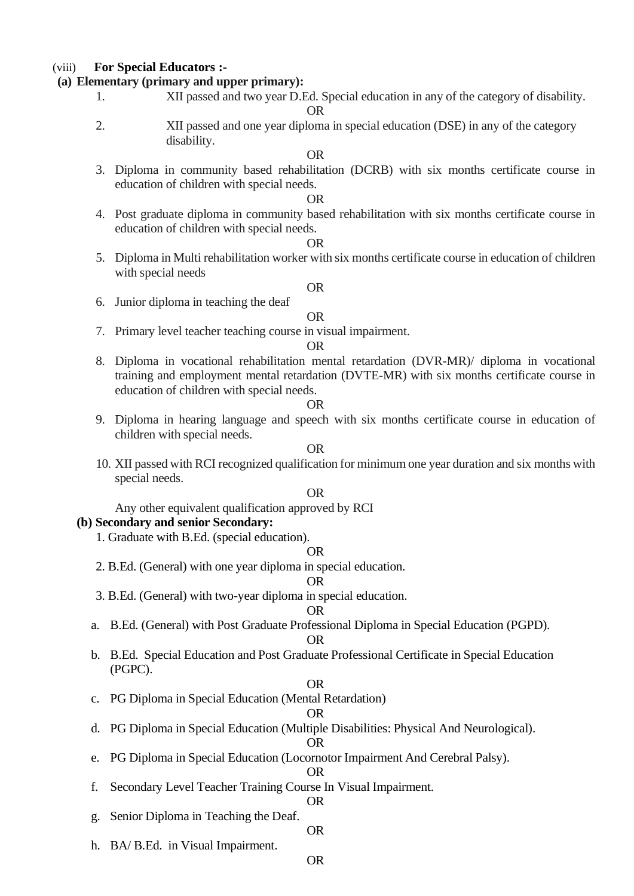(viii) **For Special Educators :-**

**(a) Elementary (primary and upper primary):**

1. XII passed and two year D.Ed. Special education in any of the category of disability.

OR

2. XII passed and one year diploma in special education (DSE) in any of the category disability.

OR

3. Diploma in community based rehabilitation (DCRB) with six months certificate course in education of children with special needs.

OR

4. Post graduate diploma in community based rehabilitation with six months certificate course in education of children with special needs.

OR

5. Diploma in Multi rehabilitation worker with six months certificate course in education of children with special needs

OR

6. Junior diploma in teaching the deaf

OR

7. Primary level teacher teaching course in visual impairment.

OR

8. Diploma in vocational rehabilitation mental retardation (DVR-MR)/ diploma in vocational training and employment mental retardation (DVTE-MR) with six months certificate course in education of children with special needs.

OR

9. Diploma in hearing language and speech with six months certificate course in education of children with special needs.

OR

10. XII passed with RCI recognized qualification for minimum one year duration and six months with special needs.

OR

Any other equivalent qualification approved by RCI

**(b) Secondary and senior Secondary:**

1. Graduate with B.Ed. (special education).

OR

2. B.Ed. (General) with one year diploma in special education.

OR

3. B.Ed. (General) with two-year diploma in special education.

OR

a. B.Ed. (General) with Post Graduate Professional Diploma in Special Education (PGPD).

OR

b. B.Ed. Special Education and Post Graduate Professional Certificate in Special Education (PGPC).

OR

c. PG Diploma in Special Education (Mental Retardation)

OR

d. PG Diploma in Special Education (Multiple Disabilities: Physical And Neurological).

OR

e. PG Diploma in Special Education (Locornotor Impairment And Cerebral Palsy).

OR

f. Secondary Level Teacher Training Course In Visual Impairment.

OR

g. Senior Diploma in Teaching the Deaf.

OR

h. BA/ B.Ed. in Visual Impairment.

OR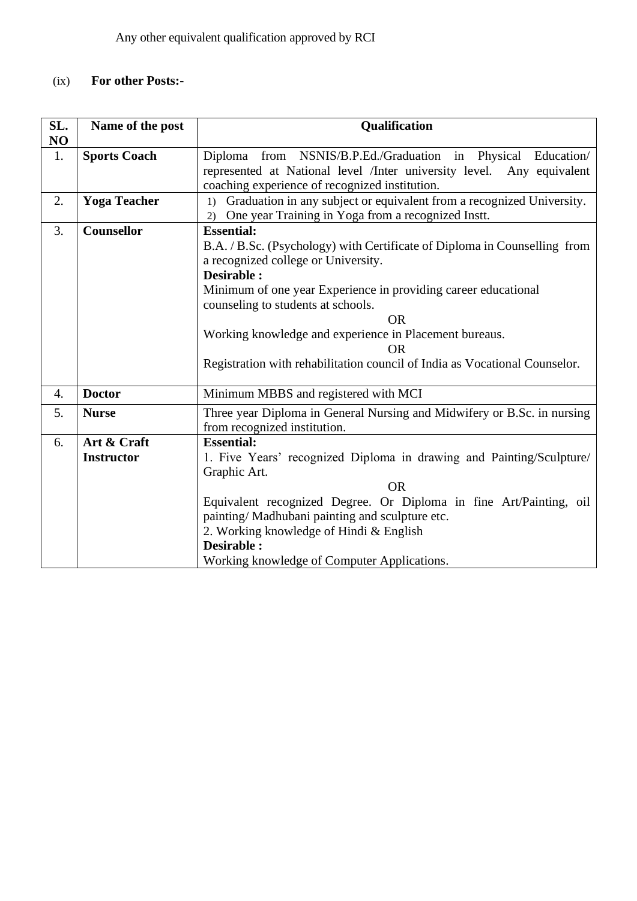Any other equivalent qualification approved by RCI

(ix) **For other Posts:-**

| SL. NO | Name of the post | Qualification |
|---|---|---|
| 1. | **Sports Coach** | Diploma from NSNIS/B.P.Ed./Graduation in Physical Education/ represented at National level /Inter university level. Any equivalent coaching experience of recognized institution. |
| 2. | **Yoga Teacher** | 1) Graduation in any subject or equivalent from a recognized University.<br>2) One year Training in Yoga from a recognized Instt. |
| 3. | **Counsellor** | **Essential:**<br>B.A. / B.Sc. (Psychology) with Certificate of Diploma in Counselling from a recognized college or University.<br>**Desirable :**<br>Minimum of one year Experience in providing career educational counseling to students at schools.<br>OR<br>Working knowledge and experience in Placement bureaus.<br>OR<br>Registration with rehabilitation council of India as Vocational Counselor. |
| 4. | **Doctor** | Minimum MBBS and registered with MCI |
| 5. | **Nurse** | Three year Diploma in General Nursing and Midwifery or B.Sc. in nursing from recognized institution. |
| 6. | **Art & Craft Instructor** | **Essential:**<br>1. Five Years' recognized Diploma in drawing and Painting/Sculpture/ Graphic Art.<br>OR<br>Equivalent recognized Degree. Or Diploma in fine Art/Painting, oil painting/ Madhubani painting and sculpture etc.<br>2. Working knowledge of Hindi & English<br>**Desirable :**<br>Working knowledge of Computer Applications. |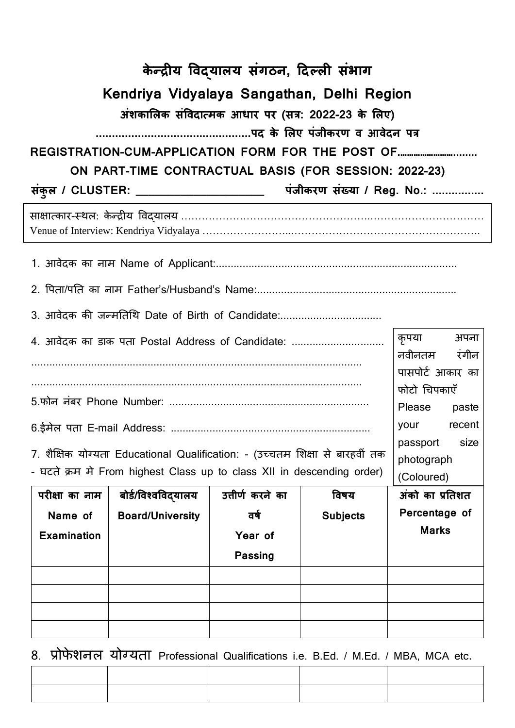# केन्द्रीय विद्यालय संगठन, दिल्ली संभाग

# Kendriya Vidyalaya Sangathan, Delhi Region

**अंशकालिक संविदात्मक आधार पर (सत्र: 2022-23 के लिए)**

**...............................................पद के लिए पंजीकरण व आवेदन पत्र**

**REGISTRATION-CUM-APPLICATION FORM FOR THE POST OF.................................**

**ON PART-TIME CONTRACTUAL BASIS (FOR SESSION: 2022-23)**

**संकुल / CLUSTER: ____________________ पंजीकरण संख्या / Reg. No.: ................**

साक्षात्कार-स्थल: केन्द्रीय विद्यालय ...........................................................................................
Venue of Interview: Kendriya Vidyalaya ...........................................................................................

1. आवेदक का नाम Name of Applicant:.................................................................................

2. पिता/पति का नाम Father's/Husband's Name:..................................................................

3. आवेदक की जन्मतिथि Date of Birth of Candidate:..................................

4. आवेदक का डाक पता Postal Address of Candidate: ...............................
.................................................................................................................
.................................................................................................................

5.फोन नंबर Phone Number: ..................................................................

6.ईमेल पता E-mail Address: ..................................................................

7. शैक्षिक योग्यता Educational Qualification: - (उच्चतम शिक्षा से बारहवीं तक - घटते क्रम मे From highest Class up to class XII in descending order)

कृपया अपना नवीनतम रंगीन पासपोर्ट आकार का फोटो चिपकाएँ
Please paste your recent passport size photograph (Coloured)

| परीक्षा का नाम Name of Examination | बोर्ड/विश्वविद्यालय Board/University | उत्तीर्ण करने का वर्ष Year of Passing | विषय Subjects | अंको का प्रतिशत Percentage of Marks |
|---|---|---|---|---|
| | | | | |
| | | | | |
| | | | | |
| | | | | |

8. प्रोफेशनल योग्यता Professional Qualifications i.e. B.Ed. / M.Ed. / MBA, MCA etc.

| | | | | |
|---|---|---|---|---|
| | | | | |
| | | | | |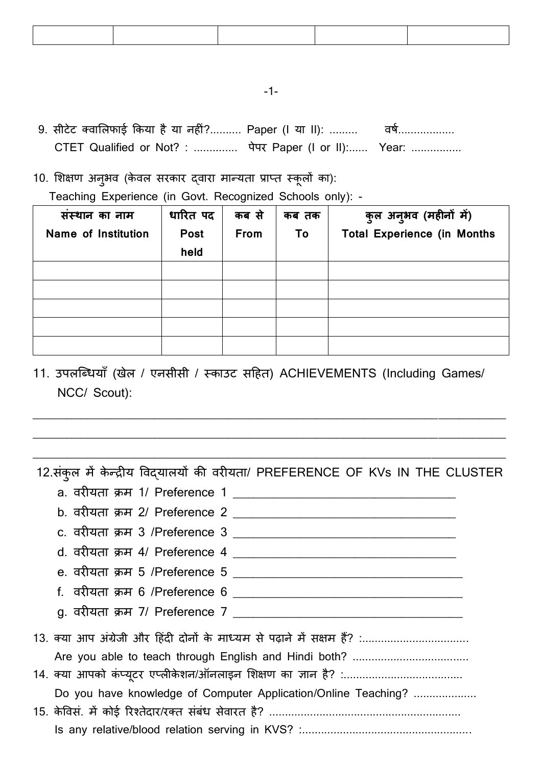| | | | | |
|---|---|---|---|---|
| | | | | |

9. सीटेट क्वालिफाई किया है या नहीं?.......... Paper (I या II): ......... वर्ष..................
   CTET Qualified or Not? : .............. पेपर Paper (I or II):...... Year: ................

10. शिक्षण अनुभव (केवल सरकार द्वारा मान्यता प्राप्त स्कूलों का):
    Teaching Experience (in Govt. Recognized Schools only): -

| संस्थान का नाम Name of Institution | धारित पद Post held | कब से From | कब तक To | कुल अनुभव (महीनों में) Total Experience (in Months |
|---|---|---|---|---|
| | | | | |
| | | | | |
| | | | | |
| | | | | |
| | | | | |

11. उपलब्धियाँ (खेल / एनसीसी / स्काउट सहित) ACHIEVEMENTS (Including Games/ NCC/ Scout):

________________________________________________________________________________
________________________________________________________________________________
________________________________________________________________________________

12. संकुल में केन्द्रीय विद्यालयों की वरीयता/ PREFERENCE OF KVs IN THE CLUSTER
    a. वरीयता क्रम 1/ Preference 1 ___________________________________
    b. वरीयता क्रम 2/ Preference 2 ___________________________________
    c. वरीयता क्रम 3 /Preference 3 ___________________________________
    d. वरीयता क्रम 4/ Preference 4 ___________________________________
    e. वरीयता क्रम 5 /Preference 5 ___________________________________
    f. वरीयता क्रम 6 /Preference 6 ___________________________________
    g. वरीयता क्रम 7/ Preference 7 ___________________________________

13. क्या आप अंग्रेजी और हिंदी दोनों के माध्यम से पढ़ाने में सक्षम हैं? :.................................
    Are you able to teach through English and Hindi both? ....................................
14. क्या आपको कंप्यूटर एप्लीकेशन/ऑनलाइन शिक्षण का ज्ञान है? :......................................
    Do you have knowledge of Computer Application/Online Teaching? ....................
15. केविसं. में कोई रिश्तेदार/रक्त संबंध सेवारत है? ............................................................
    Is any relative/blood relation serving in KVS? :.....................................................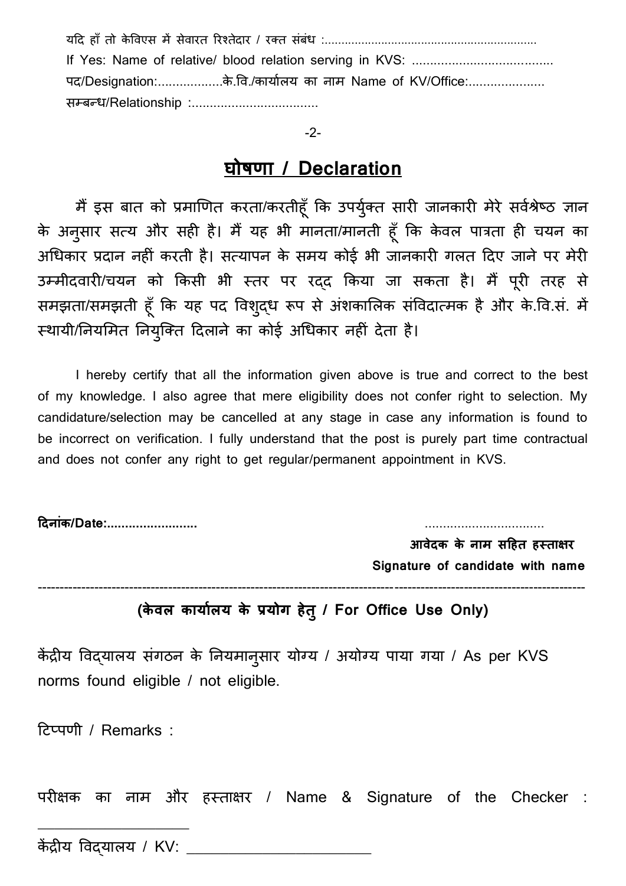यदि हाँ तो केविएस में सेवारत रिश्तेदार / रक्त संबंध :...............................................................

If Yes: Name of relative/ blood relation serving in KVS: .......................................

पद/Designation:..................के.वि./कार्यालय का नाम Name of KV/Office:.....................

सम्बन्ध/Relationship :...................................

-2-

## घोषणा / Declaration

मैं इस बात को प्रमाणित करता/करतीहूँ कि उपर्युक्त सारी जानकारी मेरे सर्वश्रेष्ठ ज्ञान के अनुसार सत्य और सही है। मैं यह भी मानता/मानती हूँ कि केवल पात्रता ही चयन का अधिकार प्रदान नहीं करती है। सत्यापन के समय कोई भी जानकारी गलत दिए जाने पर मेरी उम्मीदवारी/चयन को किसी भी स्तर पर रद्द किया जा सकता है। मैं पूरी तरह से समझता/समझती हूँ कि यह पद विशुद्ध रूप से अंशकालिक संविदात्मक है और के.वि.सं. में स्थायी/नियमित नियुक्ति दिलाने का कोई अधिकार नहीं देता है।

I hereby certify that all the information given above is true and correct to the best of my knowledge. I also agree that mere eligibility does not confer right to selection. My candidature/selection may be cancelled at any stage in case any information is found to be incorrect on verification. I fully understand that the post is purely part time contractual and does not confer any right to get regular/permanent appointment in KVS.

**दिनांक/Date:.........................**

.................................

**आवेदक के नाम सहित हस्ताक्षर**

**Signature of candidate with name**

---

**(केवल कार्यालय के प्रयोग हेतु / For Office Use Only)**

केंद्रीय विद्यालय संगठन के नियमानुसार योग्य / अयोग्य पाया गया / As per KVS norms found eligible / not eligible.

टिप्पणी / Remarks :

परीक्षक का नाम और हस्ताक्षर / Name & Signature of the Checker : ____________________

केंद्रीय विद्यालय / KV: ________________________